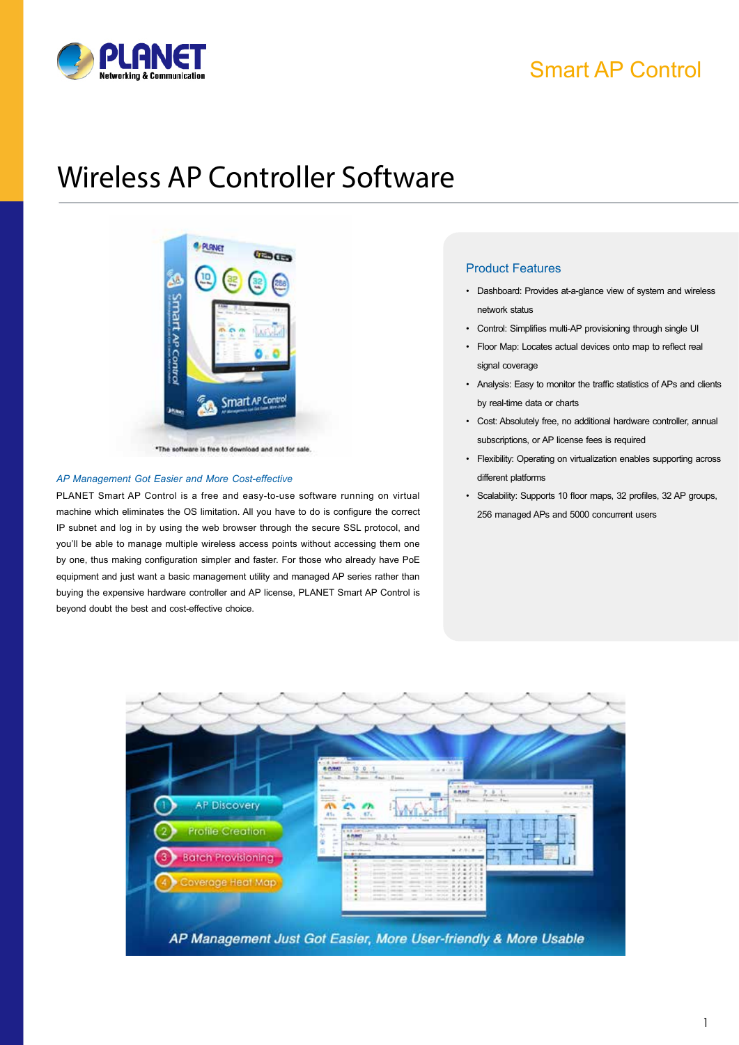# Smart AP Control

## Wireless AP Controller Software

*The software is free to download and not for sale.

### *AP Management Got Easier and More Cost-effective*

PLANET Smart AP Control is a free and easy-to-use software running on virtual machine which eliminates the OS limitation. All you have to do is configure the correct IP subnet and log in by using the web browser through the secure SSL protocol, and you'll be able to manage multiple wireless access points without accessing them one by one, thus making configuration simpler and faster. For those who already have PoE equipment and just want a basic management utility and managed AP series rather than buying the expensive hardware controller and AP license, PLANET Smart AP Control is beyond doubt the best and cost-effective choice.

### Product Features

- Dashboard: Provides at-a-glance view of system and wireless network status
- Control: Simplifies multi-AP provisioning through single UI
- Floor Map: Locates actual devices onto map to reflect real signal coverage
- Analysis: Easy to monitor the traffic statistics of APs and clients by real-time data or charts
- Cost: Absolutely free, no additional hardware controller, annual subscriptions, or AP license fees is required
- Flexibility: Operating on virtualization enables supporting across different platforms
- Scalability: Supports 10 floor maps, 32 profiles, 32 AP groups, 256 managed APs and 5000 concurrent users

1. AP Discovery
2. Profile Creation
3. Batch Provisioning
4. Coverage Heat Map

*AP Management Just Got Easier, More User-friendly & More Usable*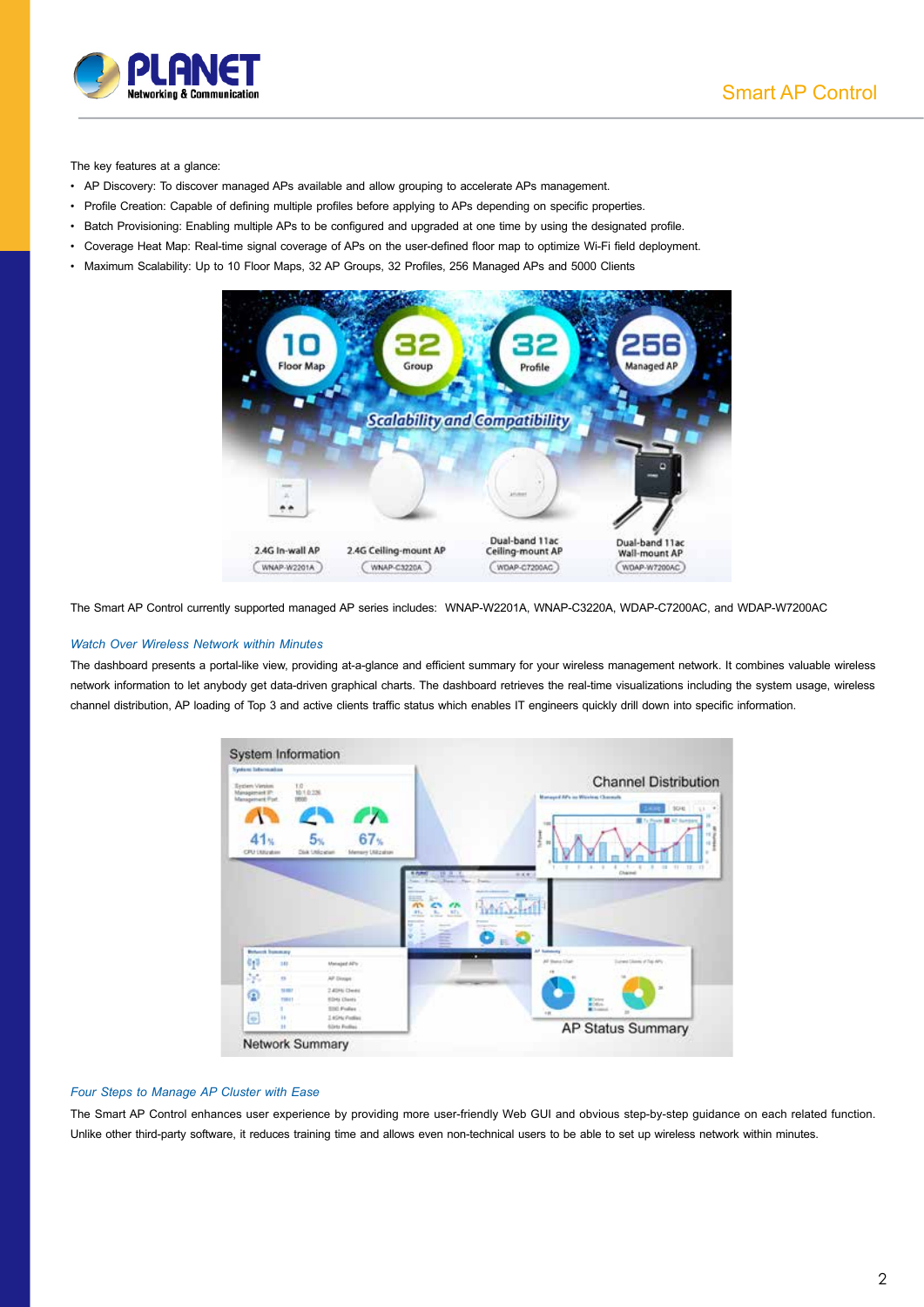The key features at a glance:

- AP Discovery: To discover managed APs available and allow grouping to accelerate APs management.
- Profile Creation: Capable of defining multiple profiles before applying to APs depending on specific properties.
- Batch Provisioning: Enabling multiple APs to be configured and upgraded at one time by using the designated profile.
- Coverage Heat Map: Real-time signal coverage of APs on the user-defined floor map to optimize Wi-Fi field deployment.
- Maximum Scalability: Up to 10 Floor Maps, 32 AP Groups, 32 Profiles, 256 Managed APs and 5000 Clients

The Smart AP Control currently supported managed AP series includes: WNAP-W2201A, WNAP-C3220A, WDAP-C7200AC, and WDAP-W7200AC

### *Watch Over Wireless Network within Minutes*

The dashboard presents a portal-like view, providing at-a-glance and efficient summary for your wireless management network. It combines valuable wireless network information to let anybody get data-driven graphical charts. The dashboard retrieves the real-time visualizations including the system usage, wireless channel distribution, AP loading of Top 3 and active clients traffic status which enables IT engineers quickly drill down into specific information.

### *Four Steps to Manage AP Cluster with Ease*

The Smart AP Control enhances user experience by providing more user-friendly Web GUI and obvious step-by-step guidance on each related function. Unlike other third-party software, it reduces training time and allows even non-technical users to be able to set up wireless network within minutes.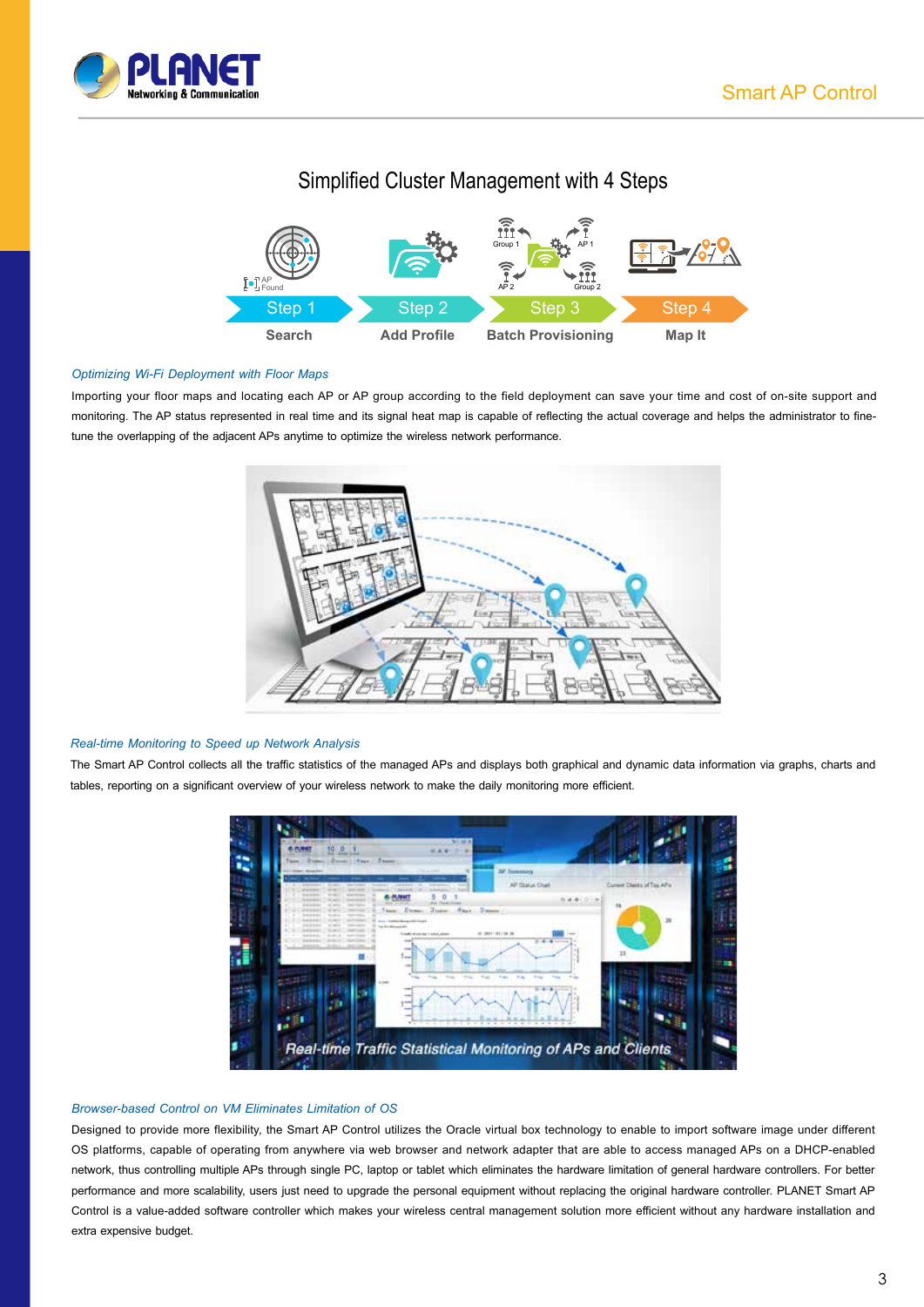## Simplified Cluster Management with 4 Steps

Step 1 — Search

Step 2 — Add Profile

Step 3 — Batch Provisioning

Step 4 — Map It

### *Optimizing Wi-Fi Deployment with Floor Maps*

Importing your floor maps and locating each AP or AP group according to the field deployment can save your time and cost of on-site support and monitoring. The AP status represented in real time and its signal heat map is capable of reflecting the actual coverage and helps the administrator to fine-tune the overlapping of the adjacent APs anytime to optimize the wireless network performance.

### *Real-time Monitoring to Speed up Network Analysis*

The Smart AP Control collects all the traffic statistics of the managed APs and displays both graphical and dynamic data information via graphs, charts and tables, reporting on a significant overview of your wireless network to make the daily monitoring more efficient.

*Real-time Traffic Statistical Monitoring of APs and Clients*

### *Browser-based Control on VM Eliminates Limitation of OS*

Designed to provide more flexibility, the Smart AP Control utilizes the Oracle virtual box technology to enable to import software image under different OS platforms, capable of operating from anywhere via web browser and network adapter that are able to access managed APs on a DHCP-enabled network, thus controlling multiple APs through single PC, laptop or tablet which eliminates the hardware limitation of general hardware controllers. For better performance and more scalability, users just need to upgrade the personal equipment without replacing the original hardware controller. PLANET Smart AP Control is a value-added software controller which makes your wireless central management solution more efficient without any hardware installation and extra expensive budget.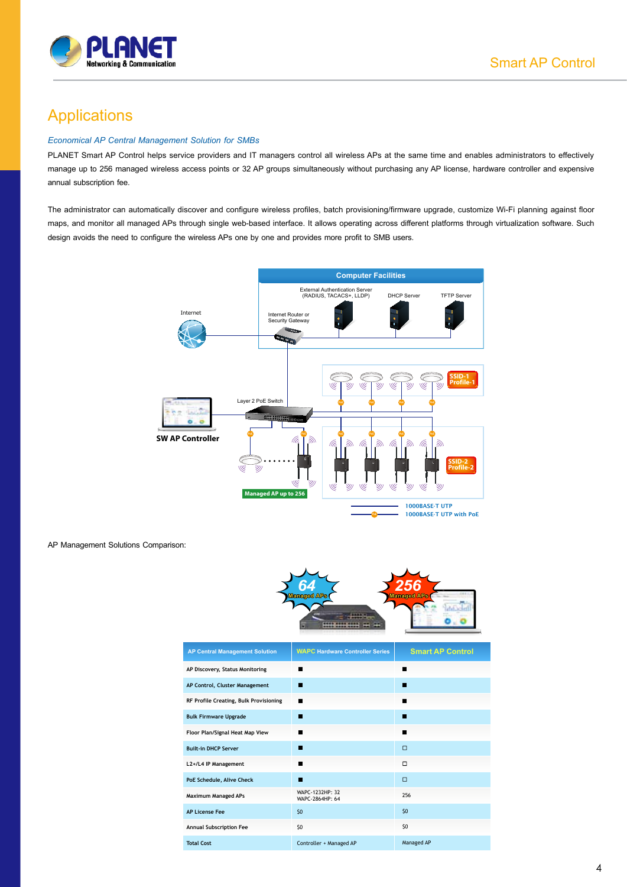# Applications

*Economical AP Central Management Solution for SMBs*

PLANET Smart AP Control helps service providers and IT managers control all wireless APs at the same time and enables administrators to effectively manage up to 256 managed wireless access points or 32 AP groups simultaneously without purchasing any AP license, hardware controller and expensive annual subscription fee.

The administrator can automatically discover and configure wireless profiles, batch provisioning/firmware upgrade, customize Wi-Fi planning against floor maps, and monitor all managed APs through single web-based interface. It allows operating across different platforms through virtualization software. Such design avoids the need to configure the wireless APs one by one and provides more profit to SMB users.

AP Management Solutions Comparison:

| AP Central Management Solution | WAPC Hardware Controller Series | Smart AP Control |
|---|---|---|
| AP Discovery, Status Monitoring | ■ | ■ |
| AP Control, Cluster Management | ■ | ■ |
| RF Profile Creating, Bulk Provisioning | ■ | ■ |
| Bulk Firmware Upgrade | ■ | ■ |
| Floor Plan/Signal Heat Map View | ■ | ■ |
| Built-in DHCP Server | ■ | □ |
| L2+/L4 IP Management | ■ | □ |
| PoE Schedule, Alive Check | ■ | □ |
| Maximum Managed APs | WAPC-1232HP: 32<br>WAPC-2864HP: 64 | 256 |
| AP License Fee | $0 | $0 |
| Annual Subscription Fee | $0 | $0 |
| Total Cost | Controller + Managed AP | Managed AP |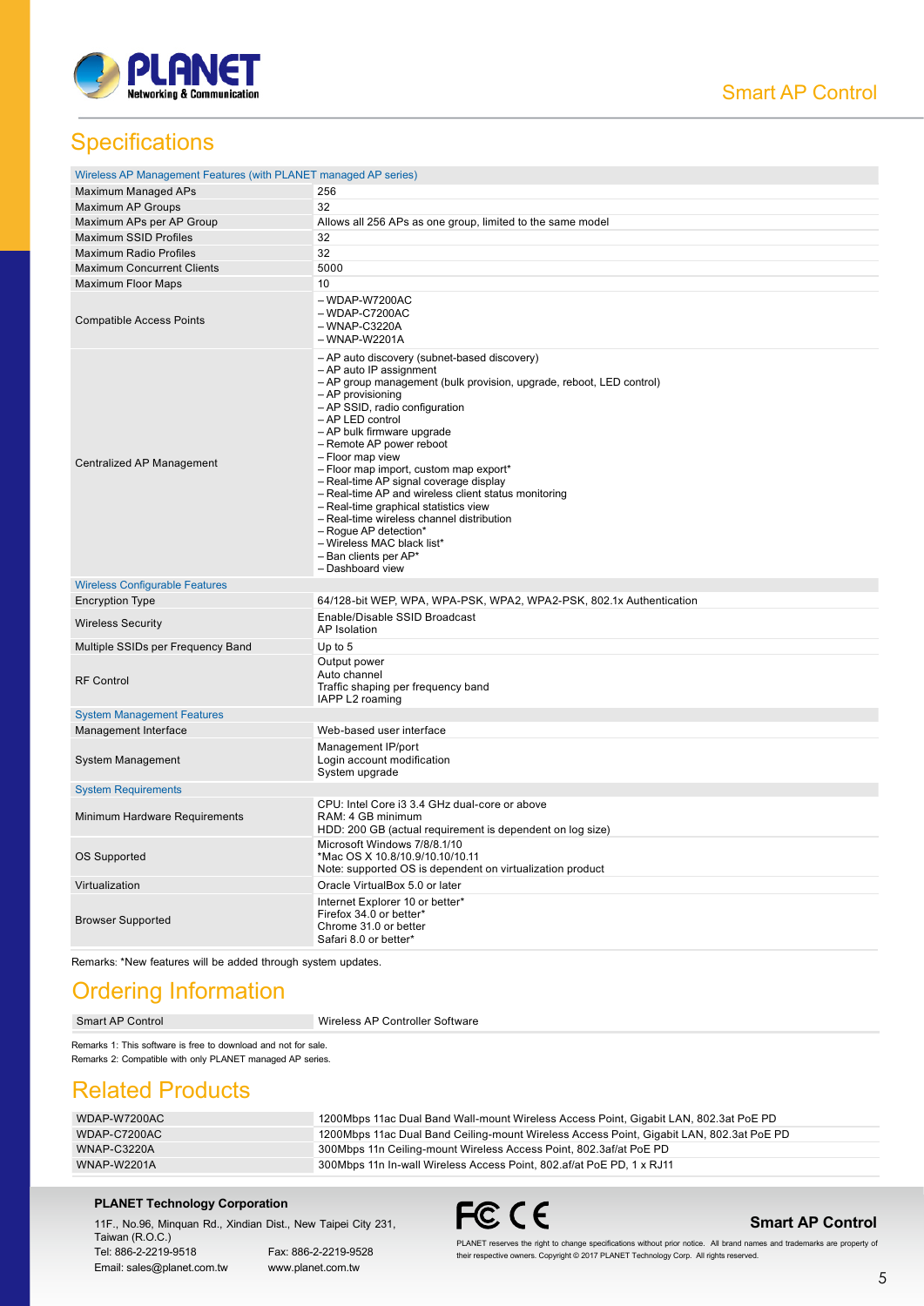## Specifications

| | |
|---|---|
| **Wireless AP Management Features (with PLANET managed AP series)** | |
| Maximum Managed APs | 256 |
| Maximum AP Groups | 32 |
| Maximum APs per AP Group | Allows all 256 APs as one group, limited to the same model |
| Maximum SSID Profiles | 32 |
| Maximum Radio Profiles | 32 |
| Maximum Concurrent Clients | 5000 |
| Maximum Floor Maps | 10 |
| Compatible Access Points | – WDAP-W7200AC<br>– WDAP-C7200AC<br>– WNAP-C3220A<br>– WNAP-W2201A |
| Centralized AP Management | – AP auto discovery (subnet-based discovery)<br>– AP auto IP assignment<br>– AP group management (bulk provision, upgrade, reboot, LED control)<br>– AP provisioning<br>– AP SSID, radio configuration<br>– AP LED control<br>– AP bulk firmware upgrade<br>– Remote AP power reboot<br>– Floor map view<br>– Floor map import, custom map export*<br>– Real-time AP signal coverage display<br>– Real-time AP and wireless client status monitoring<br>– Real-time graphical statistics view<br>– Real-time wireless channel distribution<br>– Rogue AP detection*<br>– Wireless MAC black list*<br>– Ban clients per AP*<br>– Dashboard view |
| **Wireless Configurable Features** | |
| Encryption Type | 64/128-bit WEP, WPA, WPA-PSK, WPA2, WPA2-PSK, 802.1x Authentication |
| Wireless Security | Enable/Disable SSID Broadcast<br>AP Isolation |
| Multiple SSIDs per Frequency Band | Up to 5 |
| RF Control | Output power<br>Auto channel<br>Traffic shaping per frequency band<br>IAPP L2 roaming |
| **System Management Features** | |
| Management Interface | Web-based user interface |
| System Management | Management IP/port<br>Login account modification<br>System upgrade |
| **System Requirements** | |
| Minimum Hardware Requirements | CPU: Intel Core i3 3.4 GHz dual-core or above<br>RAM: 4 GB minimum<br>HDD: 200 GB (actual requirement is dependent on log size) |
| OS Supported | Microsoft Windows 7/8/8.1/10<br>*Mac OS X 10.8/10.9/10.10/10.11<br>Note: supported OS is dependent on virtualization product |
| Virtualization | Oracle VirtualBox 5.0 or later |
| Browser Supported | Internet Explorer 10 or better*<br>Firefox 34.0 or better*<br>Chrome 31.0 or better<br>Safari 8.0 or better* |

Remarks: *New features will be added through system updates.

## Ordering Information

| | |
|---|---|
| Smart AP Control | Wireless AP Controller Software |

Remarks 1: This software is free to download and not for sale.
Remarks 2: Compatible with only PLANET managed AP series.

## Related Products

| | |
|---|---|
| WDAP-W7200AC | 1200Mbps 11ac Dual Band Wall-mount Wireless Access Point, Gigabit LAN, 802.3at PoE PD |
| WDAP-C7200AC | 1200Mbps 11ac Dual Band Ceiling-mount Wireless Access Point, Gigabit LAN, 802.3at PoE PD |
| WNAP-C3220A | 300Mbps 11n Ceiling-mount Wireless Access Point, 802.3af/at PoE PD |
| WNAP-W2201A | 300Mbps 11n In-wall Wireless Access Point, 802.af/at PoE PD, 1 x RJ11 |

**PLANET Technology Corporation**

11F., No.96, Minquan Rd., Xindian Dist., New Taipei City 231, Taiwan (R.O.C.)
Tel: 886-2-2219-9518 Fax: 886-2-2219-9528
Email: sales@planet.com.tw www.planet.com.tw

**Smart AP Control**

PLANET reserves the right to change specifications without prior notice. All brand names and trademarks are property of their respective owners. Copyright © 2017 PLANET Technology Corp. All rights reserved.